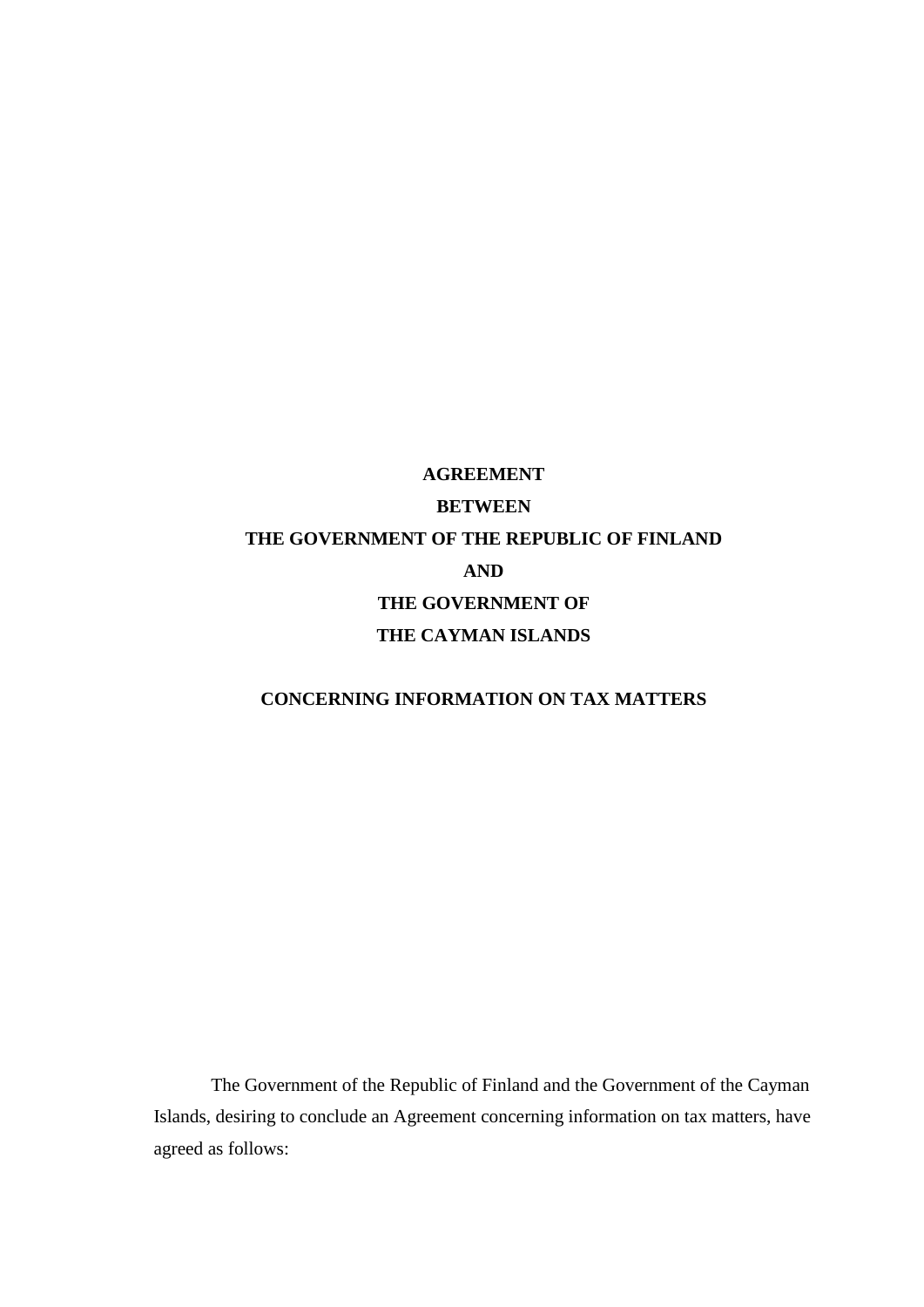# AGREEMENT

# BETWEEN

# THE GOVERNMENT OF THE REPUBLIC OF FINLAND

# AND

# THE GOVERNMENT OF THE CAYMAN ISLANDS

## CONCERNING INFORMATION ON TAX MATTERS

The Government of the Republic of Finland and the Government of the Cayman Islands, desiring to conclude an Agreement concerning information on tax matters, have agreed as follows: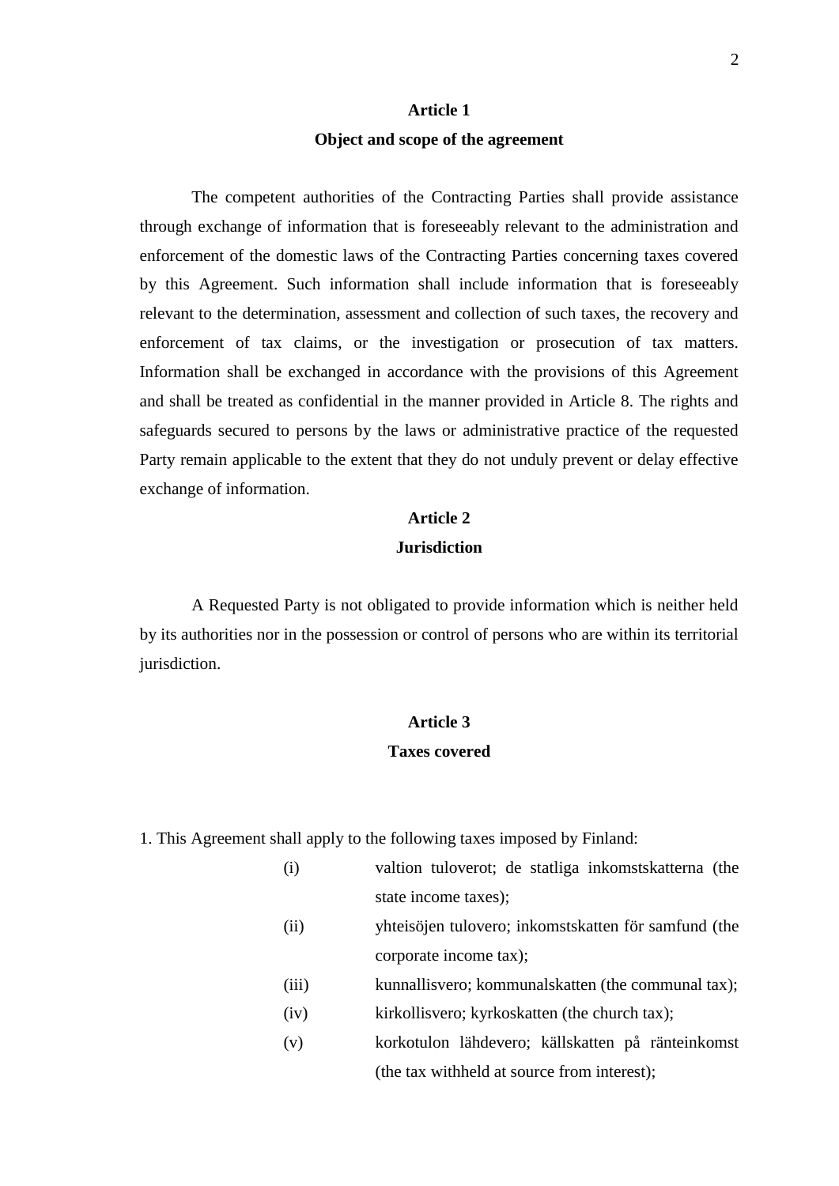## Article 1

## Object and scope of the agreement

The competent authorities of the Contracting Parties shall provide assistance through exchange of information that is foreseeably relevant to the administration and enforcement of the domestic laws of the Contracting Parties concerning taxes covered by this Agreement. Such information shall include information that is foreseeably relevant to the determination, assessment and collection of such taxes, the recovery and enforcement of tax claims, or the investigation or prosecution of tax matters. Information shall be exchanged in accordance with the provisions of this Agreement and shall be treated as confidential in the manner provided in Article 8. The rights and safeguards secured to persons by the laws or administrative practice of the requested Party remain applicable to the extent that they do not unduly prevent or delay effective exchange of information.

## Article 2

## Jurisdiction

A Requested Party is not obligated to provide information which is neither held by its authorities nor in the possession or control of persons who are within its territorial jurisdiction.

## Article 3

## Taxes covered

1. This Agreement shall apply to the following taxes imposed by Finland:

(i) valtion tuloverot; de statliga inkomstskatterna (the state income taxes);

(ii) yhteisöjen tulovero; inkomstskatten för samfund (the corporate income tax);

(iii) kunnallisvero; kommunalskatten (the communal tax);

(iv) kirkollisvero; kyrkoskatten (the church tax);

(v) korkotulon lähdevero; källskatten på ränteinkomst (the tax withheld at source from interest);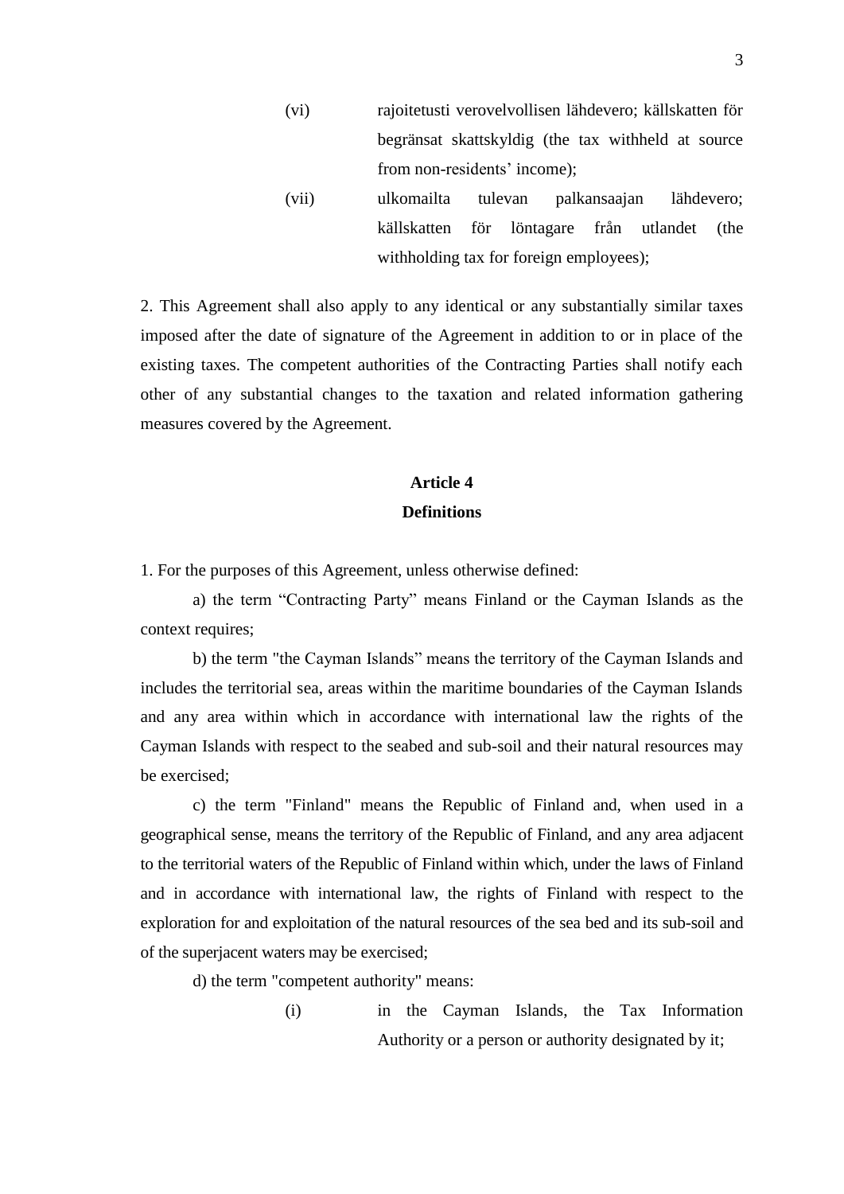(vi) rajoitetusti verovelvollisen lähdevero; källskatten för begränsat skattskyldig (the tax withheld at source from non-residents' income);

(vii) ulkomailta tulevan palkansaajan lähdevero; källskatten för löntagare från utlandet (the withholding tax for foreign employees);

2. This Agreement shall also apply to any identical or any substantially similar taxes imposed after the date of signature of the Agreement in addition to or in place of the existing taxes. The competent authorities of the Contracting Parties shall notify each other of any substantial changes to the taxation and related information gathering measures covered by the Agreement.

## Article 4
## Definitions

1. For the purposes of this Agreement, unless otherwise defined:

a) the term "Contracting Party" means Finland or the Cayman Islands as the context requires;

b) the term "the Cayman Islands" means the territory of the Cayman Islands and includes the territorial sea, areas within the maritime boundaries of the Cayman Islands and any area within which in accordance with international law the rights of the Cayman Islands with respect to the seabed and sub-soil and their natural resources may be exercised;

c) the term "Finland" means the Republic of Finland and, when used in a geographical sense, means the territory of the Republic of Finland, and any area adjacent to the territorial waters of the Republic of Finland within which, under the laws of Finland and in accordance with international law, the rights of Finland with respect to the exploration for and exploitation of the natural resources of the sea bed and its sub-soil and of the superjacent waters may be exercised;

d) the term "competent authority" means:

(i) in the Cayman Islands, the Tax Information Authority or a person or authority designated by it;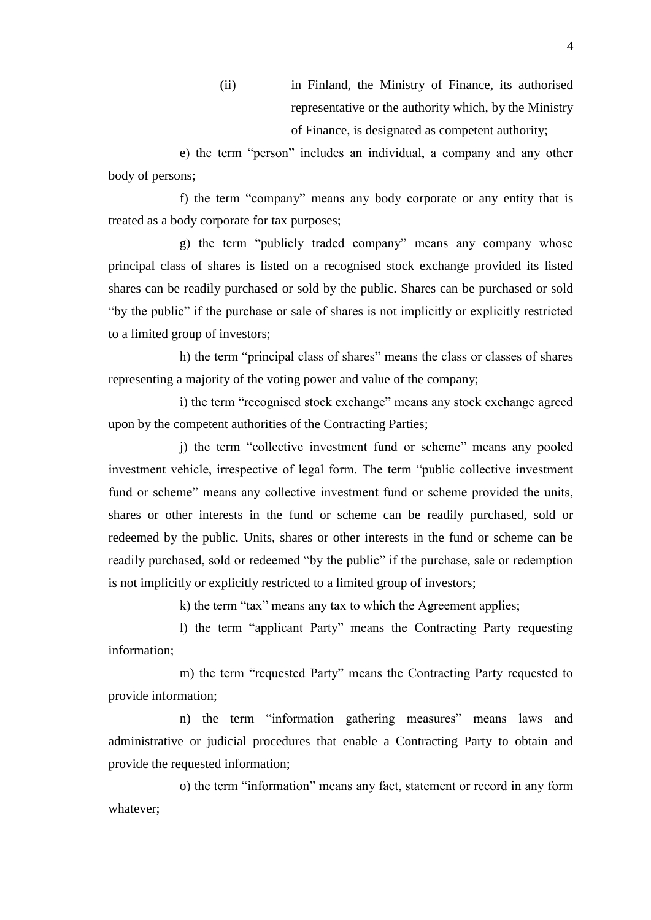(ii) in Finland, the Ministry of Finance, its authorised representative or the authority which, by the Ministry of Finance, is designated as competent authority;

e) the term "person" includes an individual, a company and any other body of persons;

f) the term "company" means any body corporate or any entity that is treated as a body corporate for tax purposes;

g) the term "publicly traded company" means any company whose principal class of shares is listed on a recognised stock exchange provided its listed shares can be readily purchased or sold by the public. Shares can be purchased or sold "by the public" if the purchase or sale of shares is not implicitly or explicitly restricted to a limited group of investors;

h) the term "principal class of shares" means the class or classes of shares representing a majority of the voting power and value of the company;

i) the term "recognised stock exchange" means any stock exchange agreed upon by the competent authorities of the Contracting Parties;

j) the term "collective investment fund or scheme" means any pooled investment vehicle, irrespective of legal form. The term "public collective investment fund or scheme" means any collective investment fund or scheme provided the units, shares or other interests in the fund or scheme can be readily purchased, sold or redeemed by the public. Units, shares or other interests in the fund or scheme can be readily purchased, sold or redeemed "by the public" if the purchase, sale or redemption is not implicitly or explicitly restricted to a limited group of investors;

k) the term "tax" means any tax to which the Agreement applies;

l) the term "applicant Party" means the Contracting Party requesting information;

m) the term "requested Party" means the Contracting Party requested to provide information;

n) the term "information gathering measures" means laws and administrative or judicial procedures that enable a Contracting Party to obtain and provide the requested information;

o) the term "information" means any fact, statement or record in any form whatever;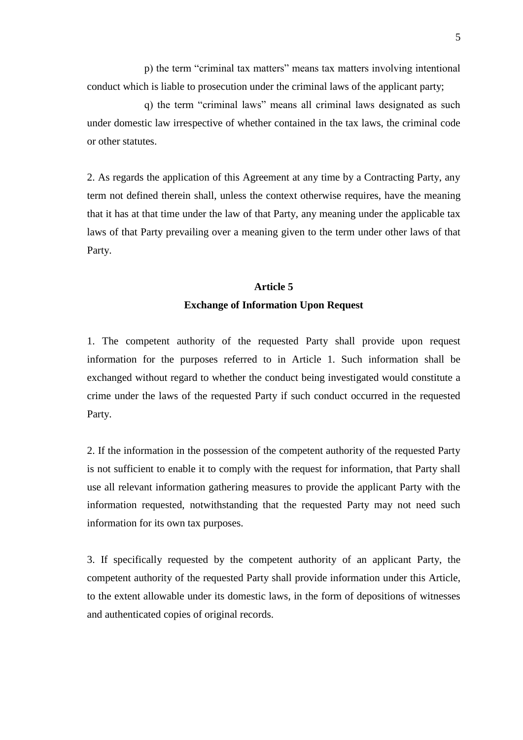p) the term “criminal tax matters” means tax matters involving intentional conduct which is liable to prosecution under the criminal laws of the applicant party;

q) the term “criminal laws” means all criminal laws designated as such under domestic law irrespective of whether contained in the tax laws, the criminal code or other statutes.

2. As regards the application of this Agreement at any time by a Contracting Party, any term not defined therein shall, unless the context otherwise requires, have the meaning that it has at that time under the law of that Party, any meaning under the applicable tax laws of that Party prevailing over a meaning given to the term under other laws of that Party.

## Article 5

## Exchange of Information Upon Request

1. The competent authority of the requested Party shall provide upon request information for the purposes referred to in Article 1. Such information shall be exchanged without regard to whether the conduct being investigated would constitute a crime under the laws of the requested Party if such conduct occurred in the requested Party.

2. If the information in the possession of the competent authority of the requested Party is not sufficient to enable it to comply with the request for information, that Party shall use all relevant information gathering measures to provide the applicant Party with the information requested, notwithstanding that the requested Party may not need such information for its own tax purposes.

3. If specifically requested by the competent authority of an applicant Party, the competent authority of the requested Party shall provide information under this Article, to the extent allowable under its domestic laws, in the form of depositions of witnesses and authenticated copies of original records.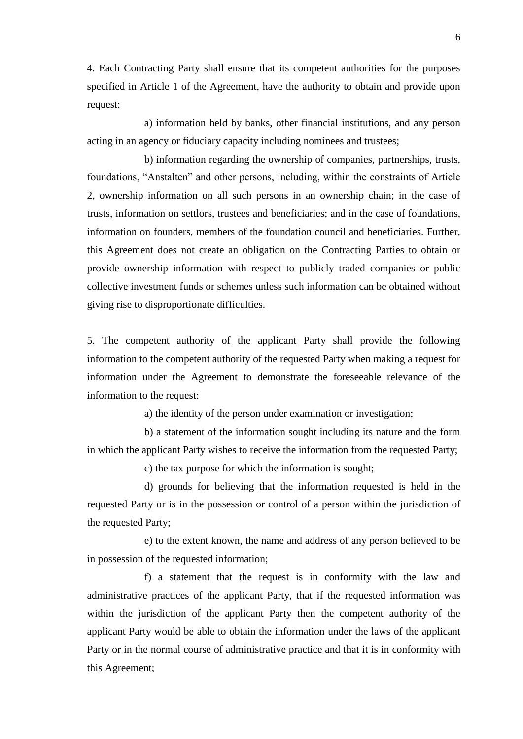4. Each Contracting Party shall ensure that its competent authorities for the purposes specified in Article 1 of the Agreement, have the authority to obtain and provide upon request:

a) information held by banks, other financial institutions, and any person acting in an agency or fiduciary capacity including nominees and trustees;

b) information regarding the ownership of companies, partnerships, trusts, foundations, "Anstalten" and other persons, including, within the constraints of Article 2, ownership information on all such persons in an ownership chain; in the case of trusts, information on settlors, trustees and beneficiaries; and in the case of foundations, information on founders, members of the foundation council and beneficiaries. Further, this Agreement does not create an obligation on the Contracting Parties to obtain or provide ownership information with respect to publicly traded companies or public collective investment funds or schemes unless such information can be obtained without giving rise to disproportionate difficulties.

5. The competent authority of the applicant Party shall provide the following information to the competent authority of the requested Party when making a request for information under the Agreement to demonstrate the foreseeable relevance of the information to the request:

a) the identity of the person under examination or investigation;

b) a statement of the information sought including its nature and the form in which the applicant Party wishes to receive the information from the requested Party;

c) the tax purpose for which the information is sought;

d) grounds for believing that the information requested is held in the requested Party or is in the possession or control of a person within the jurisdiction of the requested Party;

e) to the extent known, the name and address of any person believed to be in possession of the requested information;

f) a statement that the request is in conformity with the law and administrative practices of the applicant Party, that if the requested information was within the jurisdiction of the applicant Party then the competent authority of the applicant Party would be able to obtain the information under the laws of the applicant Party or in the normal course of administrative practice and that it is in conformity with this Agreement;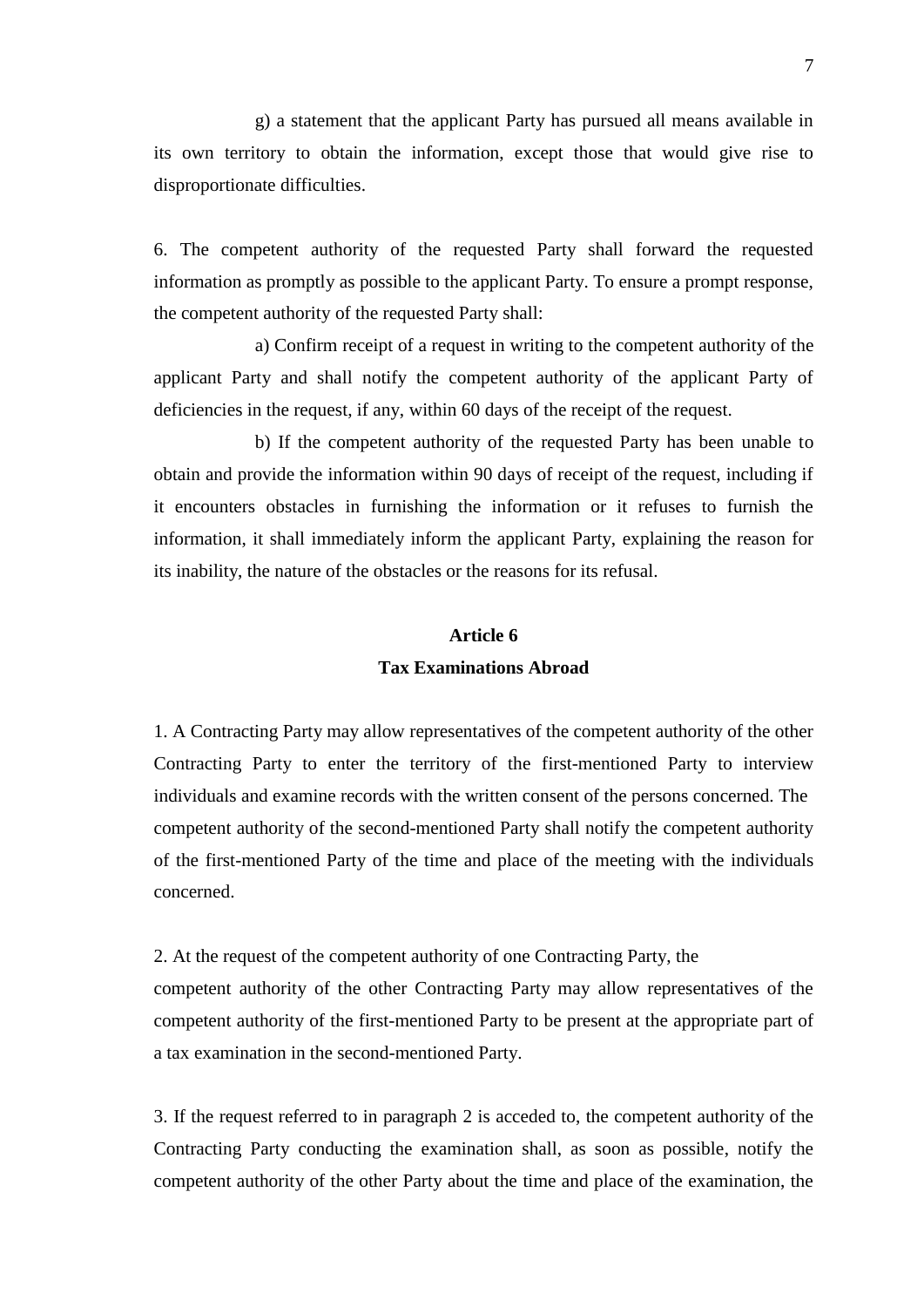g) a statement that the applicant Party has pursued all means available in its own territory to obtain the information, except those that would give rise to disproportionate difficulties.

6. The competent authority of the requested Party shall forward the requested information as promptly as possible to the applicant Party. To ensure a prompt response, the competent authority of the requested Party shall:

a) Confirm receipt of a request in writing to the competent authority of the applicant Party and shall notify the competent authority of the applicant Party of deficiencies in the request, if any, within 60 days of the receipt of the request.

b) If the competent authority of the requested Party has been unable to obtain and provide the information within 90 days of receipt of the request, including if it encounters obstacles in furnishing the information or it refuses to furnish the information, it shall immediately inform the applicant Party, explaining the reason for its inability, the nature of the obstacles or the reasons for its refusal.

## Article 6
## Tax Examinations Abroad

1. A Contracting Party may allow representatives of the competent authority of the other Contracting Party to enter the territory of the first-mentioned Party to interview individuals and examine records with the written consent of the persons concerned. The competent authority of the second-mentioned Party shall notify the competent authority of the first-mentioned Party of the time and place of the meeting with the individuals concerned.

2. At the request of the competent authority of one Contracting Party, the competent authority of the other Contracting Party may allow representatives of the competent authority of the first-mentioned Party to be present at the appropriate part of a tax examination in the second-mentioned Party.

3. If the request referred to in paragraph 2 is acceded to, the competent authority of the Contracting Party conducting the examination shall, as soon as possible, notify the competent authority of the other Party about the time and place of the examination, the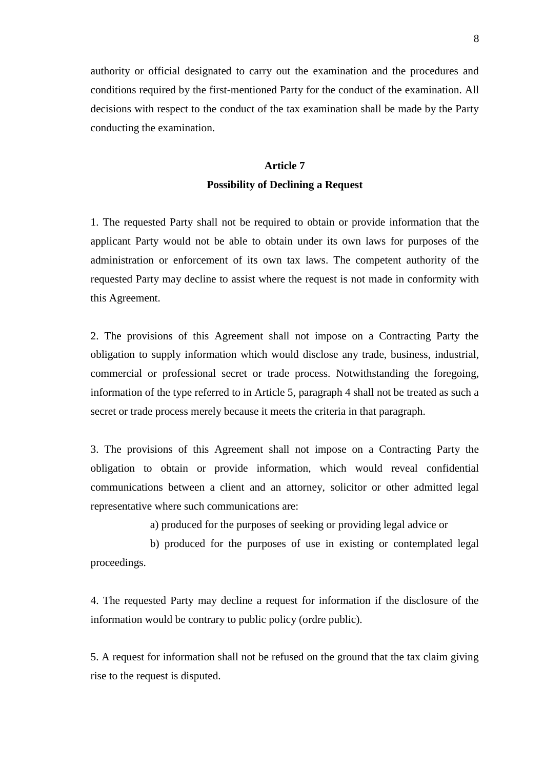authority or official designated to carry out the examination and the procedures and conditions required by the first-mentioned Party for the conduct of the examination. All decisions with respect to the conduct of the tax examination shall be made by the Party conducting the examination.

## Article 7
## Possibility of Declining a Request

1. The requested Party shall not be required to obtain or provide information that the applicant Party would not be able to obtain under its own laws for purposes of the administration or enforcement of its own tax laws. The competent authority of the requested Party may decline to assist where the request is not made in conformity with this Agreement.

2. The provisions of this Agreement shall not impose on a Contracting Party the obligation to supply information which would disclose any trade, business, industrial, commercial or professional secret or trade process. Notwithstanding the foregoing, information of the type referred to in Article 5, paragraph 4 shall not be treated as such a secret or trade process merely because it meets the criteria in that paragraph.

3. The provisions of this Agreement shall not impose on a Contracting Party the obligation to obtain or provide information, which would reveal confidential communications between a client and an attorney, solicitor or other admitted legal representative where such communications are:

a) produced for the purposes of seeking or providing legal advice or

b) produced for the purposes of use in existing or contemplated legal proceedings.

4. The requested Party may decline a request for information if the disclosure of the information would be contrary to public policy (ordre public).

5. A request for information shall not be refused on the ground that the tax claim giving rise to the request is disputed.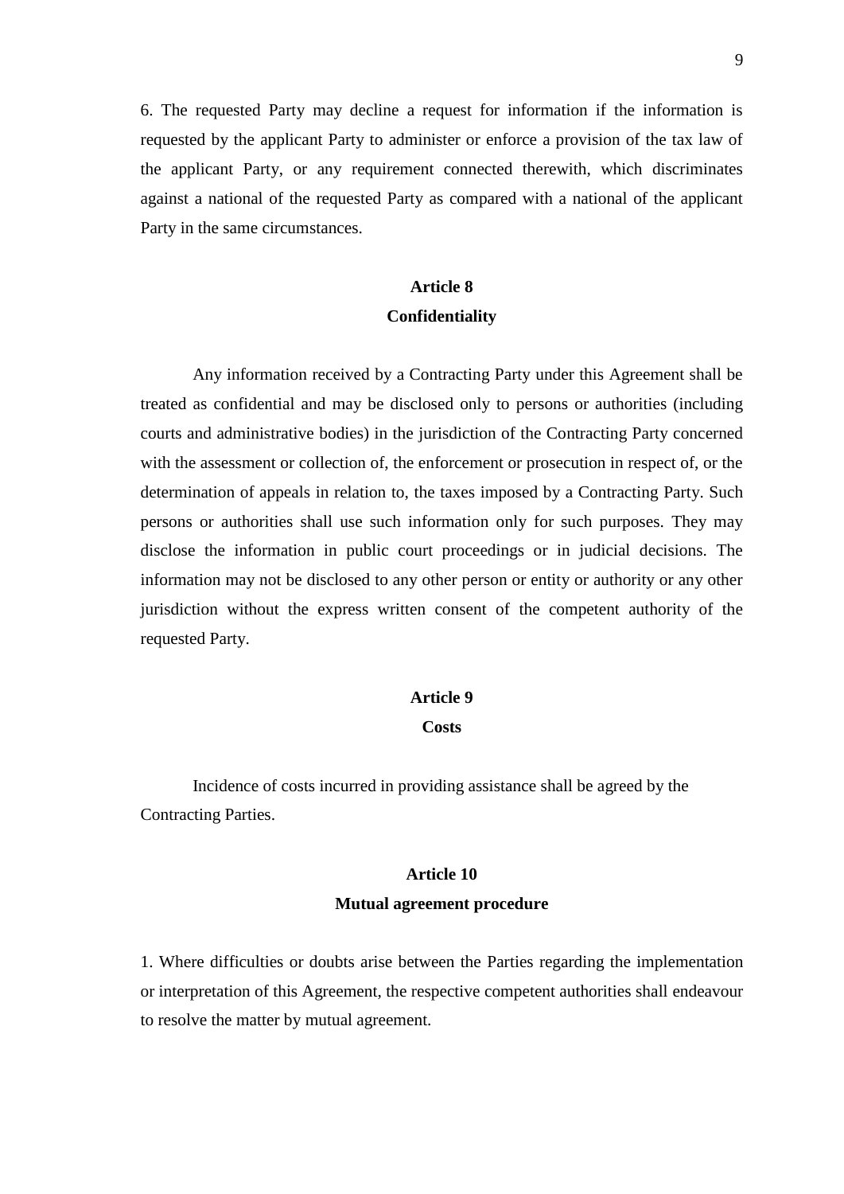6. The requested Party may decline a request for information if the information is requested by the applicant Party to administer or enforce a provision of the tax law of the applicant Party, or any requirement connected therewith, which discriminates against a national of the requested Party as compared with a national of the applicant Party in the same circumstances.

## Article 8
## Confidentiality

Any information received by a Contracting Party under this Agreement shall be treated as confidential and may be disclosed only to persons or authorities (including courts and administrative bodies) in the jurisdiction of the Contracting Party concerned with the assessment or collection of, the enforcement or prosecution in respect of, or the determination of appeals in relation to, the taxes imposed by a Contracting Party. Such persons or authorities shall use such information only for such purposes. They may disclose the information in public court proceedings or in judicial decisions. The information may not be disclosed to any other person or entity or authority or any other jurisdiction without the express written consent of the competent authority of the requested Party.

## Article 9
## Costs

Incidence of costs incurred in providing assistance shall be agreed by the Contracting Parties.

## Article 10
## Mutual agreement procedure

1. Where difficulties or doubts arise between the Parties regarding the implementation or interpretation of this Agreement, the respective competent authorities shall endeavour to resolve the matter by mutual agreement.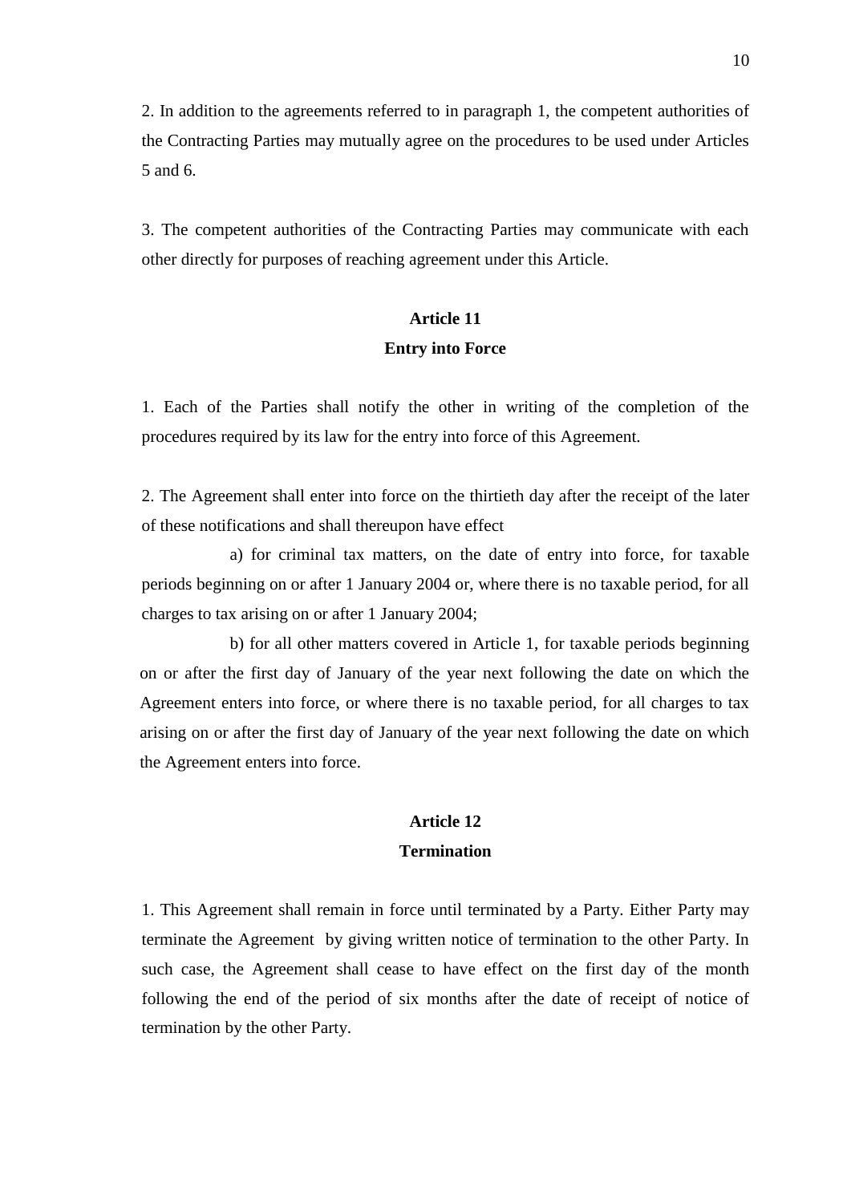2. In addition to the agreements referred to in paragraph 1, the competent authorities of the Contracting Parties may mutually agree on the procedures to be used under Articles 5 and 6.

3. The competent authorities of the Contracting Parties may communicate with each other directly for purposes of reaching agreement under this Article.

## Article 11
## Entry into Force

1. Each of the Parties shall notify the other in writing of the completion of the procedures required by its law for the entry into force of this Agreement.

2. The Agreement shall enter into force on the thirtieth day after the receipt of the later of these notifications and shall thereupon have effect

a) for criminal tax matters, on the date of entry into force, for taxable periods beginning on or after 1 January 2004 or, where there is no taxable period, for all charges to tax arising on or after 1 January 2004;

b) for all other matters covered in Article 1, for taxable periods beginning on or after the first day of January of the year next following the date on which the Agreement enters into force, or where there is no taxable period, for all charges to tax arising on or after the first day of January of the year next following the date on which the Agreement enters into force.

## Article 12
## Termination

1. This Agreement shall remain in force until terminated by a Party. Either Party may terminate the Agreement by giving written notice of termination to the other Party. In such case, the Agreement shall cease to have effect on the first day of the month following the end of the period of six months after the date of receipt of notice of termination by the other Party.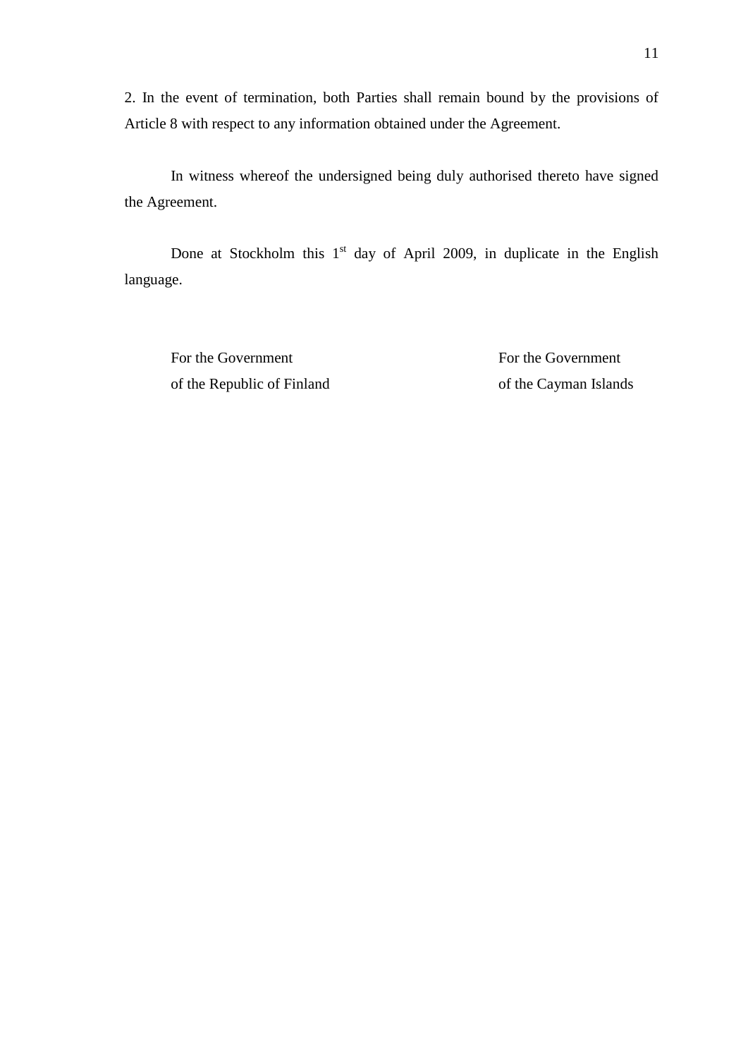2. In the event of termination, both Parties shall remain bound by the provisions of Article 8 with respect to any information obtained under the Agreement.

In witness whereof the undersigned being duly authorised thereto have signed the Agreement.

Done at Stockholm this 1st day of April 2009, in duplicate in the English language.

| | |
|---|---|
| For the Government of the Republic of Finland | For the Government of the Cayman Islands |